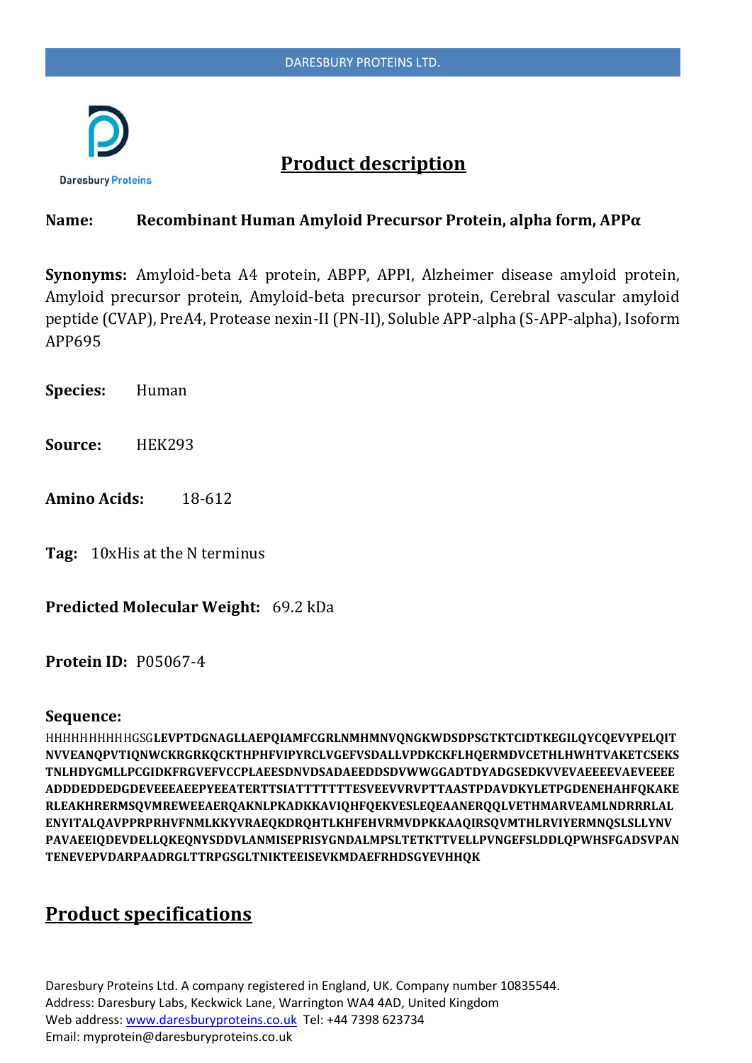# Product description

**Name:** **Recombinant Human Amyloid Precursor Protein, alpha form, APPα**

**Synonyms:** Amyloid-beta A4 protein, ABPP, APPI, Alzheimer disease amyloid protein, Amyloid precursor protein, Amyloid-beta precursor protein, Cerebral vascular amyloid peptide (CVAP), PreA4, Protease nexin-II (PN-II), Soluble APP-alpha (S-APP-alpha), Isoform APP695

**Species:** Human

**Source:** HEK293

**Amino Acids:** 18-612

**Tag:** 10xHis at the N terminus

**Predicted Molecular Weight:** 69.2 kDa

**Protein ID:** P05067-4

**Sequence:**

HHHHHHHHHHGSG**LEVPTDGNAGLLAEPQIAMFCGRLNMHMNVQNGKWDSDPSGTKTCIDTKEGILQYCQEVYPELQIT NVVEANQPVTIQNWCKRGRKQCKTHPHFVIPYRCLVGEFVSDALLVPDKCKFLHQERMDVCETHLHWHTVAKETCSEKS TNLHDYGMLLPCGIDKFRGVEFVCCPLAEESDNVDSADAEEDDSDVWWGGADTDYADGSEDKVVEVAEEEEVAEVEEEE ADDDEDDEDGDEVEEEAEEPYEEATERTTSIATTTTTTTESVEEVVRVPTTAASTPDAVDKYLETPGDENEHAHFQKAKE RLEAKHRERMSQVMREWEEAERQAKNLPKADKKAVIQHFQEKVESLEQEAANERQQLVETHMARVEAMLNDRRRLAL ENYITALQAVPPRPRHVFNMLKKYVRAEQKDRQHTLKHFEHVRMVDPKKAAQIRSQVMTHLRVIYERMNQSLSLLYNV PAVAEEIQDEVDELLQKEQNYSDDVLANMISEPRISYGNDALMPSLTETKTTVELLPVNGEFSLDDLQPWHSFGADSVPAN TENEVEPVDARPAADRGLTTRPGSGLTNIKTEEISEVKMDAEFRHDSGYEVHHQK**

# Product specifications

Daresbury Proteins Ltd. A company registered in England, UK. Company number 10835544.
Address: Daresbury Labs, Keckwick Lane, Warrington WA4 4AD, United Kingdom
Web address: www.daresburyproteins.co.uk Tel: +44 7398 623734
Email: myprotein@daresburyproteins.co.uk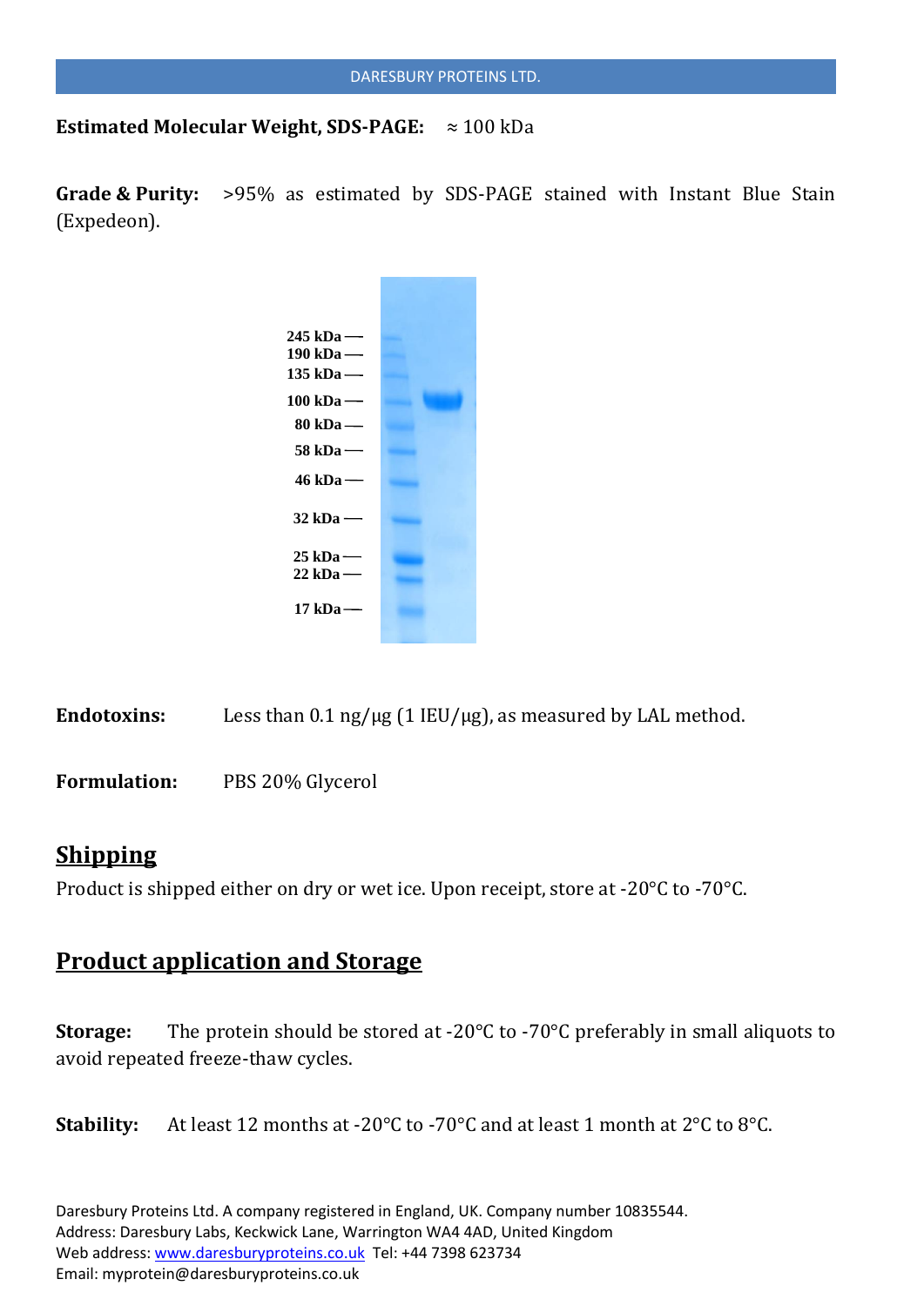**Estimated Molecular Weight, SDS-PAGE:** ≈ 100 kDa

**Grade & Purity:** >95% as estimated by SDS-PAGE stained with Instant Blue Stain (Expedeon).

245 kDa
190 kDa
135 kDa
100 kDa
80 kDa
58 kDa
46 kDa
32 kDa
25 kDa
22 kDa
17 kDa

**Endotoxins:** Less than 0.1 ng/µg (1 IEU/µg), as measured by LAL method.

**Formulation:** PBS 20% Glycerol

## Shipping

Product is shipped either on dry or wet ice. Upon receipt, store at -20°C to -70°C.

## Product application and Storage

**Storage:** The protein should be stored at -20°C to -70°C preferably in small aliquots to avoid repeated freeze-thaw cycles.

**Stability:** At least 12 months at -20°C to -70°C and at least 1 month at 2°C to 8°C.

Daresbury Proteins Ltd. A company registered in England, UK. Company number 10835544.
Address: Daresbury Labs, Keckwick Lane, Warrington WA4 4AD, United Kingdom
Web address: www.daresburyproteins.co.uk Tel: +44 7398 623734
Email: myprotein@daresburyproteins.co.uk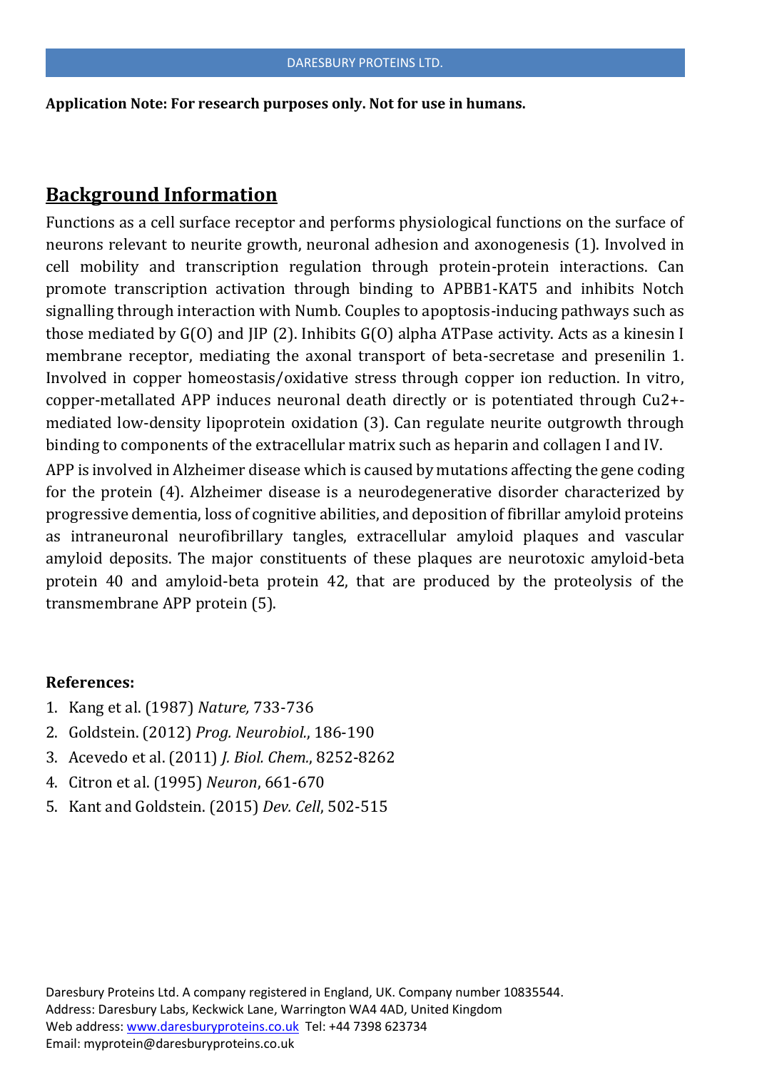**Application Note: For research purposes only. Not for use in humans.**

## Background Information

Functions as a cell surface receptor and performs physiological functions on the surface of neurons relevant to neurite growth, neuronal adhesion and axonogenesis (1). Involved in cell mobility and transcription regulation through protein-protein interactions. Can promote transcription activation through binding to APBB1-KAT5 and inhibits Notch signalling through interaction with Numb. Couples to apoptosis-inducing pathways such as those mediated by G(O) and JIP (2). Inhibits G(O) alpha ATPase activity. Acts as a kinesin I membrane receptor, mediating the axonal transport of beta-secretase and presenilin 1. Involved in copper homeostasis/oxidative stress through copper ion reduction. In vitro, copper-metallated APP induces neuronal death directly or is potentiated through $Cu^{2+}$-mediated low-density lipoprotein oxidation (3). Can regulate neurite outgrowth through binding to components of the extracellular matrix such as heparin and collagen I and IV.

APP is involved in Alzheimer disease which is caused by mutations affecting the gene coding for the protein (4). Alzheimer disease is a neurodegenerative disorder characterized by progressive dementia, loss of cognitive abilities, and deposition of fibrillar amyloid proteins as intraneuronal neurofibrillary tangles, extracellular amyloid plaques and vascular amyloid deposits. The major constituents of these plaques are neurotoxic amyloid-beta protein 40 and amyloid-beta protein 42, that are produced by the proteolysis of the transmembrane APP protein (5).

**References:**

1. Kang et al. (1987) *Nature,* 733-736
2. Goldstein. (2012) *Prog. Neurobiol.*, 186-190
3. Acevedo et al. (2011) *J. Biol. Chem.*, 8252-8262
4. Citron et al. (1995) *Neuron*, 661-670
5. Kant and Goldstein. (2015) *Dev. Cell*, 502-515

Daresbury Proteins Ltd. A company registered in England, UK. Company number 10835544.
Address: Daresbury Labs, Keckwick Lane, Warrington WA4 4AD, United Kingdom
Web address: www.daresburyproteins.co.uk Tel: +44 7398 623734
Email: myprotein@daresburyproteins.co.uk